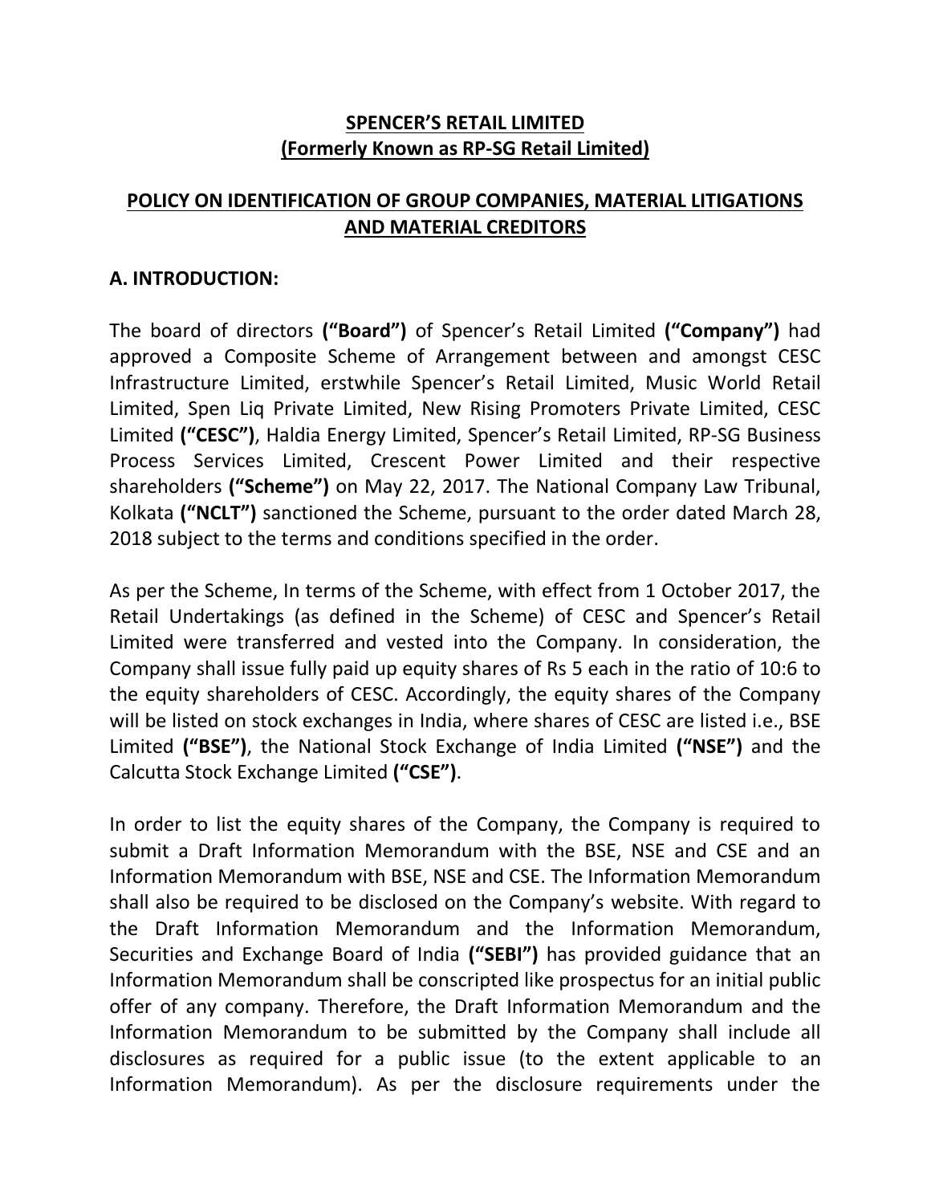# SPENCER'S RETAIL LIMITED
## (Formerly Known as RP-SG Retail Limited)

## POLICY ON IDENTIFICATION OF GROUP COMPANIES, MATERIAL LITIGATIONS AND MATERIAL CREDITORS

### A. INTRODUCTION:

The board of directors **("Board")** of Spencer's Retail Limited **("Company")** had approved a Composite Scheme of Arrangement between and amongst CESC Infrastructure Limited, erstwhile Spencer's Retail Limited, Music World Retail Limited, Spen Liq Private Limited, New Rising Promoters Private Limited, CESC Limited **("CESC")**, Haldia Energy Limited, Spencer's Retail Limited, RP-SG Business Process Services Limited, Crescent Power Limited and their respective shareholders **("Scheme")** on May 22, 2017. The National Company Law Tribunal, Kolkata **("NCLT")** sanctioned the Scheme, pursuant to the order dated March 28, 2018 subject to the terms and conditions specified in the order.

As per the Scheme, In terms of the Scheme, with effect from 1 October 2017, the Retail Undertakings (as defined in the Scheme) of CESC and Spencer's Retail Limited were transferred and vested into the Company. In consideration, the Company shall issue fully paid up equity shares of Rs 5 each in the ratio of 10:6 to the equity shareholders of CESC. Accordingly, the equity shares of the Company will be listed on stock exchanges in India, where shares of CESC are listed i.e., BSE Limited **("BSE")**, the National Stock Exchange of India Limited **("NSE")** and the Calcutta Stock Exchange Limited **("CSE")**.

In order to list the equity shares of the Company, the Company is required to submit a Draft Information Memorandum with the BSE, NSE and CSE and an Information Memorandum with BSE, NSE and CSE. The Information Memorandum shall also be required to be disclosed on the Company's website. With regard to the Draft Information Memorandum and the Information Memorandum, Securities and Exchange Board of India **("SEBI")** has provided guidance that an Information Memorandum shall be conscripted like prospectus for an initial public offer of any company. Therefore, the Draft Information Memorandum and the Information Memorandum to be submitted by the Company shall include all disclosures as required for a public issue (to the extent applicable to an Information Memorandum). As per the disclosure requirements under the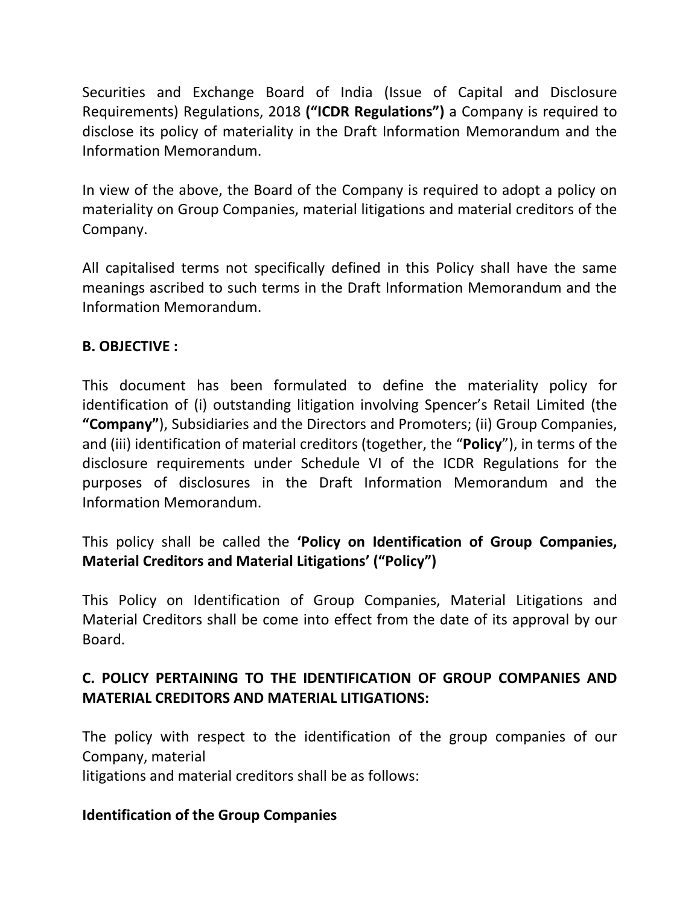Securities and Exchange Board of India (Issue of Capital and Disclosure Requirements) Regulations, 2018 **(“ICDR Regulations”)** a Company is required to disclose its policy of materiality in the Draft Information Memorandum and the Information Memorandum.

In view of the above, the Board of the Company is required to adopt a policy on materiality on Group Companies, material litigations and material creditors of the Company.

All capitalised terms not specifically defined in this Policy shall have the same meanings ascribed to such terms in the Draft Information Memorandum and the Information Memorandum.

## B. OBJECTIVE :

This document has been formulated to define the materiality policy for identification of (i) outstanding litigation involving Spencer’s Retail Limited (the **“Company”**), Subsidiaries and the Directors and Promoters; (ii) Group Companies, and (iii) identification of material creditors (together, the “**Policy**”), in terms of the disclosure requirements under Schedule VI of the ICDR Regulations for the purposes of disclosures in the Draft Information Memorandum and the Information Memorandum.

This policy shall be called the **‘Policy on Identification of Group Companies, Material Creditors and Material Litigations’ (“Policy”)**

This Policy on Identification of Group Companies, Material Litigations and Material Creditors shall be come into effect from the date of its approval by our Board.

## C. POLICY PERTAINING TO THE IDENTIFICATION OF GROUP COMPANIES AND MATERIAL CREDITORS AND MATERIAL LITIGATIONS:

The policy with respect to the identification of the group companies of our Company, material
litigations and material creditors shall be as follows:

### Identification of the Group Companies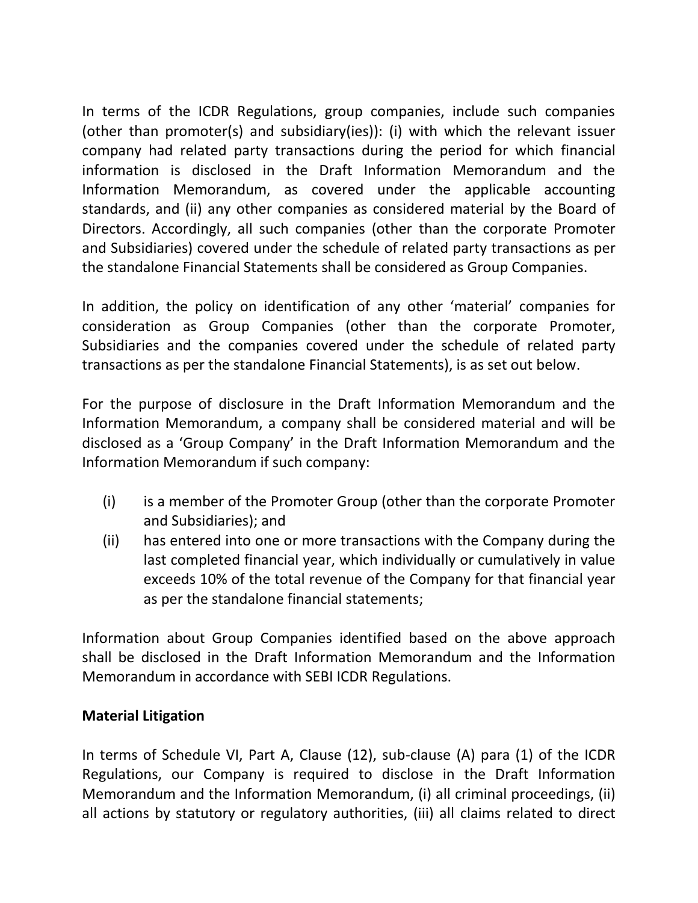In terms of the ICDR Regulations, group companies, include such companies (other than promoter(s) and subsidiary(ies)): (i) with which the relevant issuer company had related party transactions during the period for which financial information is disclosed in the Draft Information Memorandum and the Information Memorandum, as covered under the applicable accounting standards, and (ii) any other companies as considered material by the Board of Directors. Accordingly, all such companies (other than the corporate Promoter and Subsidiaries) covered under the schedule of related party transactions as per the standalone Financial Statements shall be considered as Group Companies.

In addition, the policy on identification of any other 'material' companies for consideration as Group Companies (other than the corporate Promoter, Subsidiaries and the companies covered under the schedule of related party transactions as per the standalone Financial Statements), is as set out below.

For the purpose of disclosure in the Draft Information Memorandum and the Information Memorandum, a company shall be considered material and will be disclosed as a 'Group Company' in the Draft Information Memorandum and the Information Memorandum if such company:

(i) is a member of the Promoter Group (other than the corporate Promoter and Subsidiaries); and
(ii) has entered into one or more transactions with the Company during the last completed financial year, which individually or cumulatively in value exceeds 10% of the total revenue of the Company for that financial year as per the standalone financial statements;

Information about Group Companies identified based on the above approach shall be disclosed in the Draft Information Memorandum and the Information Memorandum in accordance with SEBI ICDR Regulations.

**Material Litigation**

In terms of Schedule VI, Part A, Clause (12), sub-clause (A) para (1) of the ICDR Regulations, our Company is required to disclose in the Draft Information Memorandum and the Information Memorandum, (i) all criminal proceedings, (ii) all actions by statutory or regulatory authorities, (iii) all claims related to direct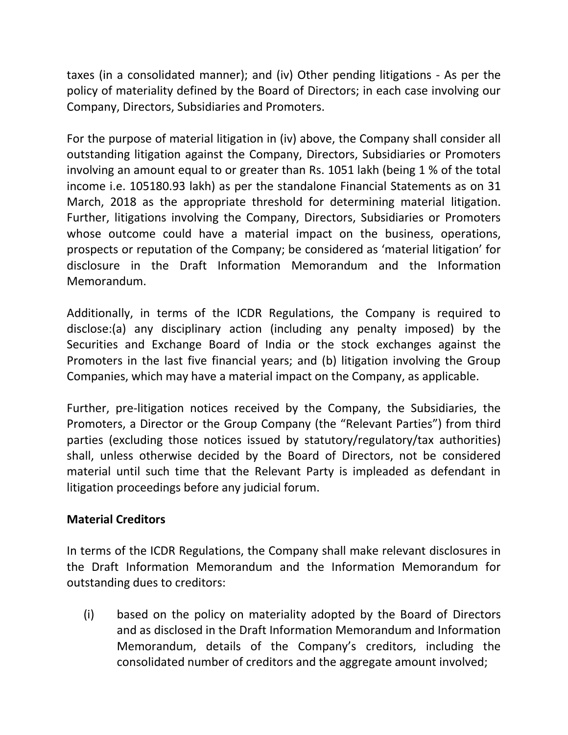taxes (in a consolidated manner); and (iv) Other pending litigations - As per the policy of materiality defined by the Board of Directors; in each case involving our Company, Directors, Subsidiaries and Promoters.

For the purpose of material litigation in (iv) above, the Company shall consider all outstanding litigation against the Company, Directors, Subsidiaries or Promoters involving an amount equal to or greater than Rs. 1051 lakh (being 1 % of the total income i.e. 105180.93 lakh) as per the standalone Financial Statements as on 31 March, 2018 as the appropriate threshold for determining material litigation. Further, litigations involving the Company, Directors, Subsidiaries or Promoters whose outcome could have a material impact on the business, operations, prospects or reputation of the Company; be considered as 'material litigation' for disclosure in the Draft Information Memorandum and the Information Memorandum.

Additionally, in terms of the ICDR Regulations, the Company is required to disclose:(a) any disciplinary action (including any penalty imposed) by the Securities and Exchange Board of India or the stock exchanges against the Promoters in the last five financial years; and (b) litigation involving the Group Companies, which may have a material impact on the Company, as applicable.

Further, pre-litigation notices received by the Company, the Subsidiaries, the Promoters, a Director or the Group Company (the "Relevant Parties") from third parties (excluding those notices issued by statutory/regulatory/tax authorities) shall, unless otherwise decided by the Board of Directors, not be considered material until such time that the Relevant Party is impleaded as defendant in litigation proceedings before any judicial forum.

**Material Creditors**

In terms of the ICDR Regulations, the Company shall make relevant disclosures in the Draft Information Memorandum and the Information Memorandum for outstanding dues to creditors:

(i) based on the policy on materiality adopted by the Board of Directors and as disclosed in the Draft Information Memorandum and Information Memorandum, details of the Company's creditors, including the consolidated number of creditors and the aggregate amount involved;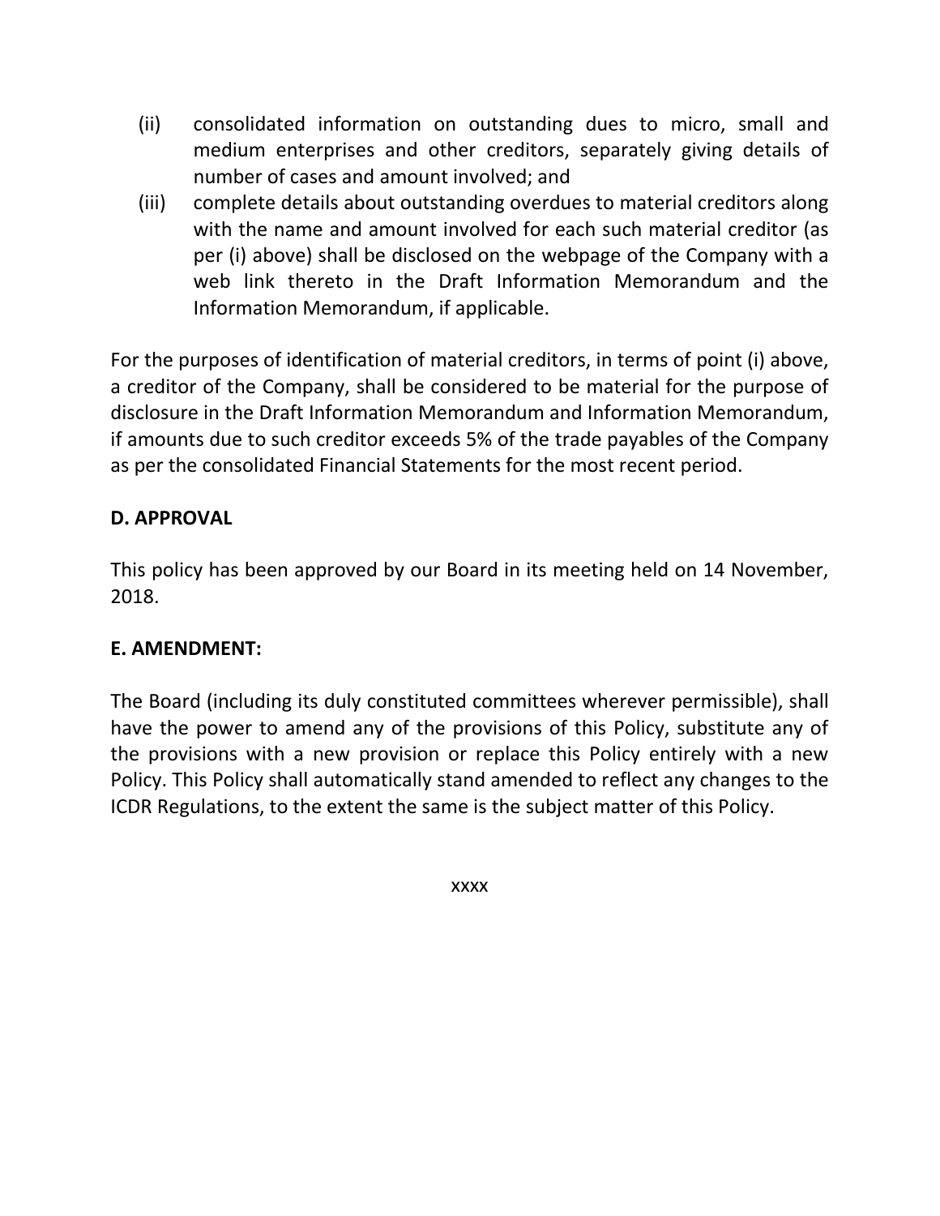(ii) consolidated information on outstanding dues to micro, small and medium enterprises and other creditors, separately giving details of number of cases and amount involved; and

(iii) complete details about outstanding overdues to material creditors along with the name and amount involved for each such material creditor (as per (i) above) shall be disclosed on the webpage of the Company with a web link thereto in the Draft Information Memorandum and the Information Memorandum, if applicable.

For the purposes of identification of material creditors, in terms of point (i) above, a creditor of the Company, shall be considered to be material for the purpose of disclosure in the Draft Information Memorandum and Information Memorandum, if amounts due to such creditor exceeds 5% of the trade payables of the Company as per the consolidated Financial Statements for the most recent period.

**D. APPROVAL**

This policy has been approved by our Board in its meeting held on 14 November, 2018.

**E. AMENDMENT:**

The Board (including its duly constituted committees wherever permissible), shall have the power to amend any of the provisions of this Policy, substitute any of the provisions with a new provision or replace this Policy entirely with a new Policy. This Policy shall automatically stand amended to reflect any changes to the ICDR Regulations, to the extent the same is the subject matter of this Policy.

xxxx